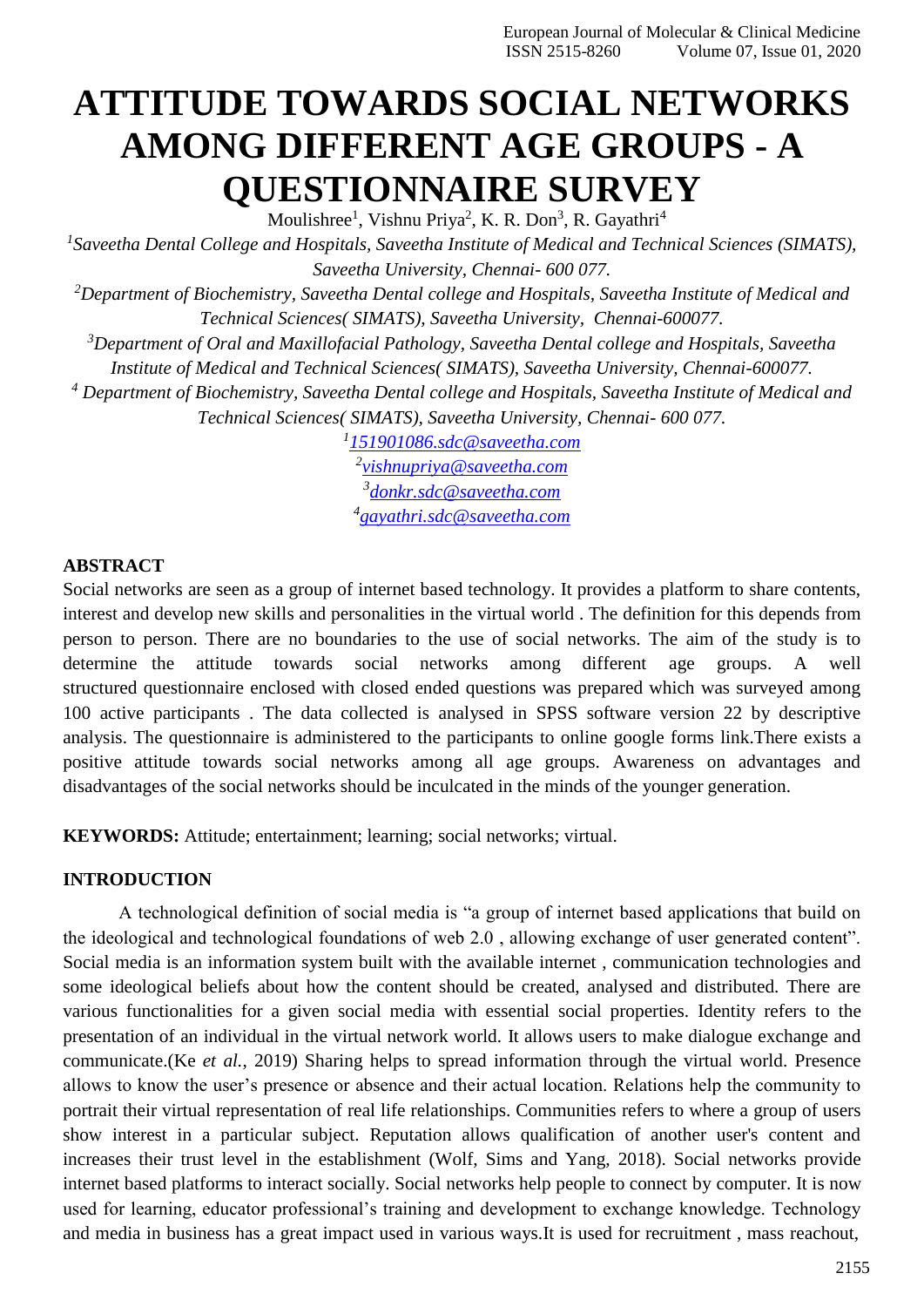# ATTITUDE TOWARDS SOCIAL NETWORKS AMONG DIFFERENT AGE GROUPS - A QUESTIONNAIRE SURVEY

Moulishree[1], Vishnu Priya[2], K. R. Don[3], R. Gayathri[4]

[1]*Saveetha Dental College and Hospitals, Saveetha Institute of Medical and Technical Sciences (SIMATS), Saveetha University, Chennai- 600 077.*

[2]*Department of Biochemistry, Saveetha Dental college and Hospitals, Saveetha Institute of Medical and Technical Sciences( SIMATS), Saveetha University, Chennai-600077.*

[3]*Department of Oral and Maxillofacial Pathology, Saveetha Dental college and Hospitals, Saveetha Institute of Medical and Technical Sciences( SIMATS), Saveetha University, Chennai-600077.*

[4] *Department of Biochemistry, Saveetha Dental college and Hospitals, Saveetha Institute of Medical and Technical Sciences( SIMATS), Saveetha University, Chennai- 600 077.*

[1]151901086.sdc@saveetha.com
[2]vishnupriya@saveetha.com
[3]donkr.sdc@saveetha.com
[4]gayathri.sdc@saveetha.com

## ABSTRACT

Social networks are seen as a group of internet based technology. It provides a platform to share contents, interest and develop new skills and personalities in the virtual world . The definition for this depends from person to person. There are no boundaries to the use of social networks. The aim of the study is to determine the attitude towards social networks among different age groups. A well structured questionnaire enclosed with closed ended questions was prepared which was surveyed among 100 active participants . The data collected is analysed in SPSS software version 22 by descriptive analysis. The questionnaire is administered to the participants to online google forms link.There exists a positive attitude towards social networks among all age groups. Awareness on advantages and disadvantages of the social networks should be inculcated in the minds of the younger generation.

**KEYWORDS:** Attitude; entertainment; learning; social networks; virtual.

## INTRODUCTION

A technological definition of social media is “a group of internet based applications that build on the ideological and technological foundations of web 2.0 , allowing exchange of user generated content”. Social media is an information system built with the available internet , communication technologies and some ideological beliefs about how the content should be created, analysed and distributed. There are various functionalities for a given social media with essential social properties. Identity refers to the presentation of an individual in the virtual network world. It allows users to make dialogue exchange and communicate.(Ke *et al.*, 2019) Sharing helps to spread information through the virtual world. Presence allows to know the user’s presence or absence and their actual location. Relations help the community to portrait their virtual representation of real life relationships. Communities refers to where a group of users show interest in a particular subject. Reputation allows qualification of another user's content and increases their trust level in the establishment (Wolf, Sims and Yang, 2018). Social networks provide internet based platforms to interact socially. Social networks help people to connect by computer. It is now used for learning, educator professional’s training and development to exchange knowledge. Technology and media in business has a great impact used in various ways.It is used for recruitment , mass reachout,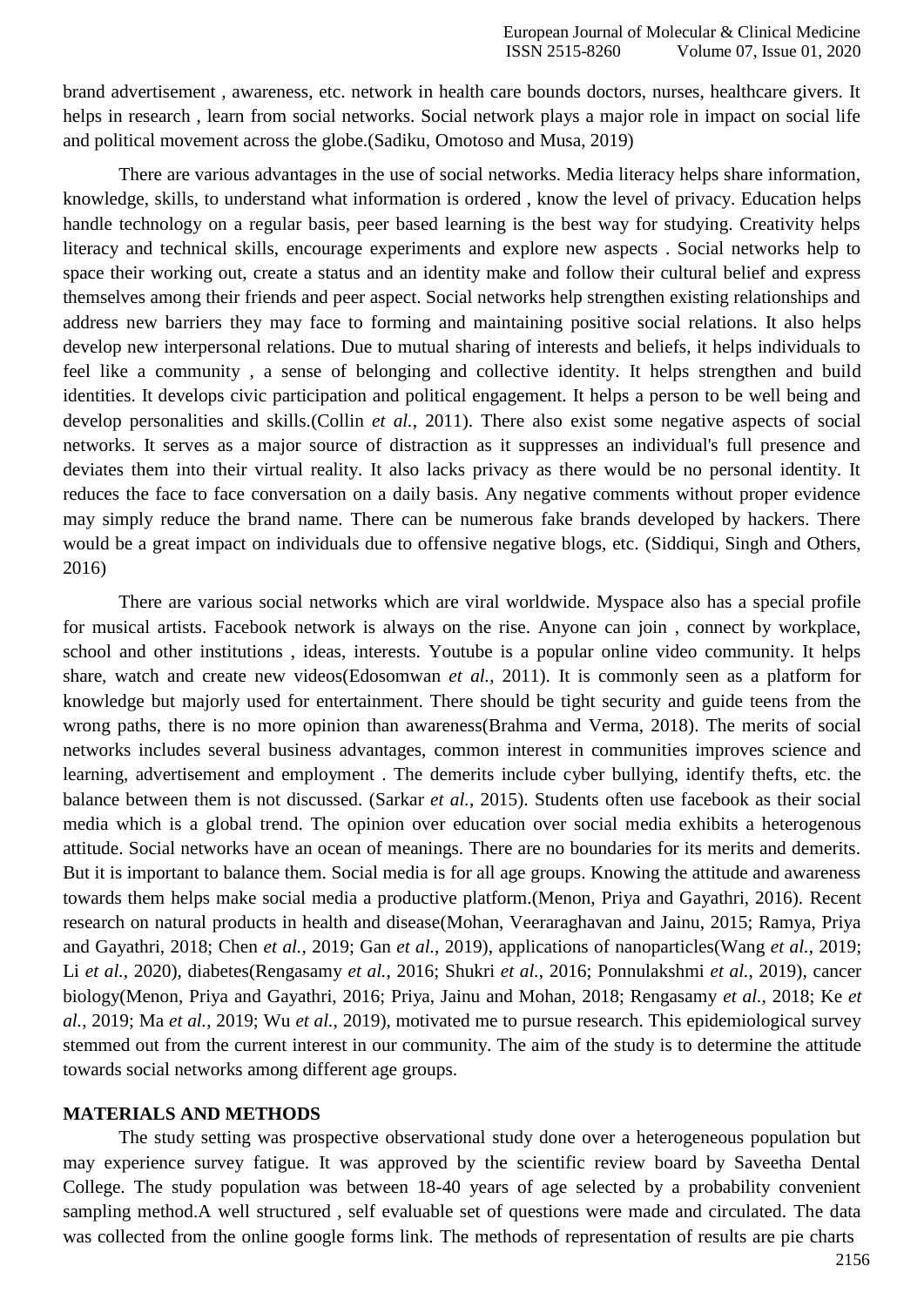brand advertisement , awareness, etc. network in health care bounds doctors, nurses, healthcare givers. It helps in research , learn from social networks. Social network plays a major role in impact on social life and political movement across the globe.(Sadiku, Omotoso and Musa, 2019)

There are various advantages in the use of social networks. Media literacy helps share information, knowledge, skills, to understand what information is ordered , know the level of privacy. Education helps handle technology on a regular basis, peer based learning is the best way for studying. Creativity helps literacy and technical skills, encourage experiments and explore new aspects . Social networks help to space their working out, create a status and an identity make and follow their cultural belief and express themselves among their friends and peer aspect. Social networks help strengthen existing relationships and address new barriers they may face to forming and maintaining positive social relations. It also helps develop new interpersonal relations. Due to mutual sharing of interests and beliefs, it helps individuals to feel like a community , a sense of belonging and collective identity. It helps strengthen and build identities. It develops civic participation and political engagement. It helps a person to be well being and develop personalities and skills.(Collin *et al.*, 2011). There also exist some negative aspects of social networks. It serves as a major source of distraction as it suppresses an individual's full presence and deviates them into their virtual reality. It also lacks privacy as there would be no personal identity. It reduces the face to face conversation on a daily basis. Any negative comments without proper evidence may simply reduce the brand name. There can be numerous fake brands developed by hackers. There would be a great impact on individuals due to offensive negative blogs, etc. (Siddiqui, Singh and Others, 2016)

There are various social networks which are viral worldwide. Myspace also has a special profile for musical artists. Facebook network is always on the rise. Anyone can join , connect by workplace, school and other institutions , ideas, interests. Youtube is a popular online video community. It helps share, watch and create new videos(Edosomwan *et al.*, 2011). It is commonly seen as a platform for knowledge but majorly used for entertainment. There should be tight security and guide teens from the wrong paths, there is no more opinion than awareness(Brahma and Verma, 2018). The merits of social networks includes several business advantages, common interest in communities improves science and learning, advertisement and employment . The demerits include cyber bullying, identify thefts, etc. the balance between them is not discussed. (Sarkar *et al.*, 2015). Students often use facebook as their social media which is a global trend. The opinion over education over social media exhibits a heterogenous attitude. Social networks have an ocean of meanings. There are no boundaries for its merits and demerits. But it is important to balance them. Social media is for all age groups. Knowing the attitude and awareness towards them helps make social media a productive platform.(Menon, Priya and Gayathri, 2016). Recent research on natural products in health and disease(Mohan, Veeraraghavan and Jainu, 2015; Ramya, Priya and Gayathri, 2018; Chen *et al.*, 2019; Gan *et al.*, 2019), applications of nanoparticles(Wang *et al.*, 2019; Li *et al.*, 2020), diabetes(Rengasamy *et al.*, 2016; Shukri *et al.*, 2016; Ponnulakshmi *et al.*, 2019), cancer biology(Menon, Priya and Gayathri, 2016; Priya, Jainu and Mohan, 2018; Rengasamy *et al.*, 2018; Ke *et al.*, 2019; Ma *et al.*, 2019; Wu *et al.*, 2019), motivated me to pursue research. This epidemiological survey stemmed out from the current interest in our community. The aim of the study is to determine the attitude towards social networks among different age groups.

## MATERIALS AND METHODS

The study setting was prospective observational study done over a heterogeneous population but may experience survey fatigue. It was approved by the scientific review board by Saveetha Dental College. The study population was between 18-40 years of age selected by a probability convenient sampling method.A well structured , self evaluable set of questions were made and circulated. The data was collected from the online google forms link. The methods of representation of results are pie charts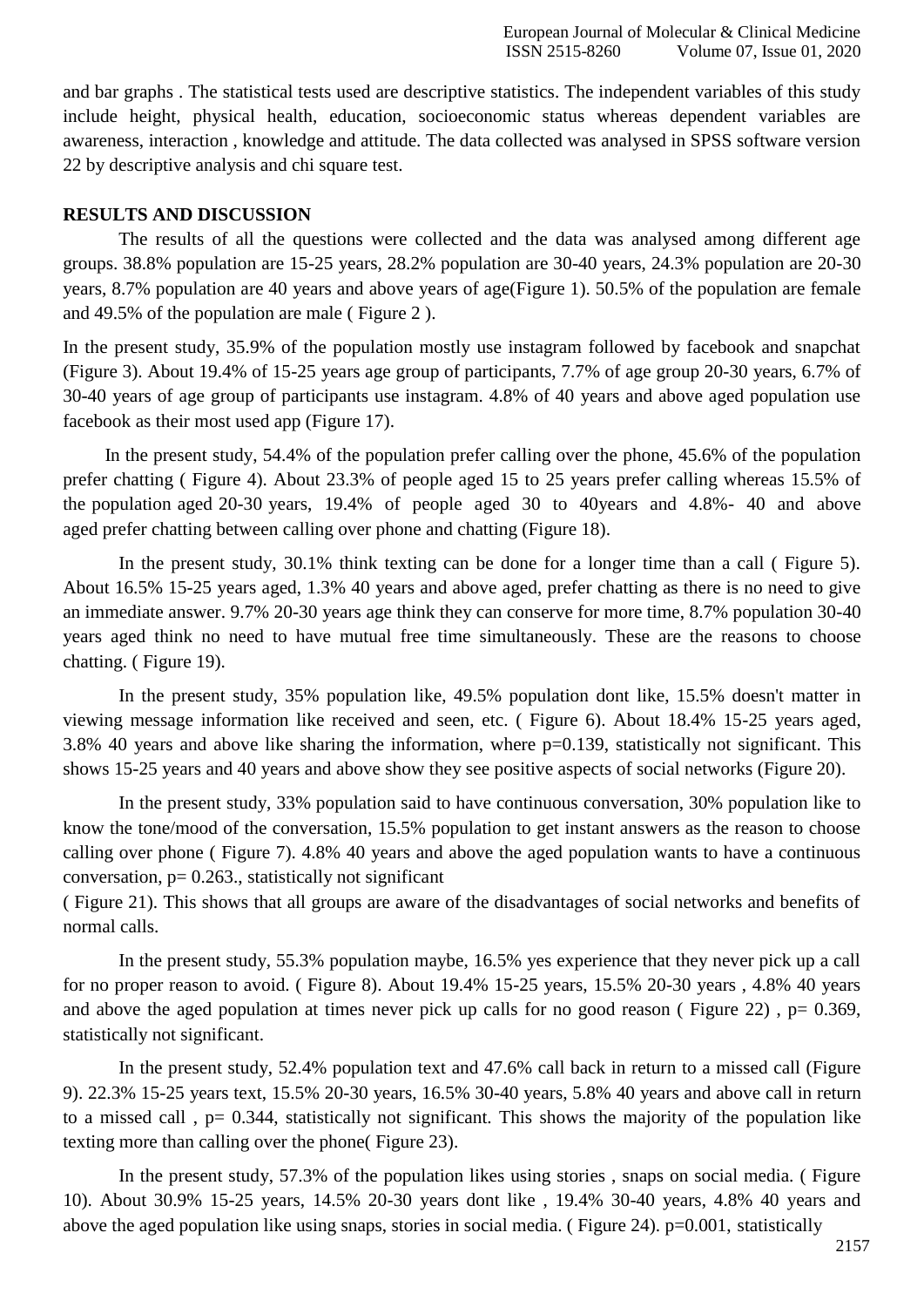and bar graphs . The statistical tests used are descriptive statistics. The independent variables of this study include height, physical health, education, socioeconomic status whereas dependent variables are awareness, interaction , knowledge and attitude. The data collected was analysed in SPSS software version 22 by descriptive analysis and chi square test.

## RESULTS AND DISCUSSION

The results of all the questions were collected and the data was analysed among different age groups. 38.8% population are 15-25 years, 28.2% population are 30-40 years, 24.3% population are 20-30 years, 8.7% population are 40 years and above years of age(Figure 1). 50.5% of the population are female and 49.5% of the population are male ( Figure 2 ).

In the present study, 35.9% of the population mostly use instagram followed by facebook and snapchat (Figure 3). About 19.4% of 15-25 years age group of participants, 7.7% of age group 20-30 years, 6.7% of 30-40 years of age group of participants use instagram. 4.8% of 40 years and above aged population use facebook as their most used app (Figure 17).

In the present study, 54.4% of the population prefer calling over the phone, 45.6% of the population prefer chatting ( Figure 4). About 23.3% of people aged 15 to 25 years prefer calling whereas 15.5% of the population aged 20-30 years, 19.4% of people aged 30 to 40years and 4.8%- 40 and above aged prefer chatting between calling over phone and chatting (Figure 18).

In the present study, 30.1% think texting can be done for a longer time than a call ( Figure 5). About 16.5% 15-25 years aged, 1.3% 40 years and above aged, prefer chatting as there is no need to give an immediate answer. 9.7% 20-30 years age think they can conserve for more time, 8.7% population 30-40 years aged think no need to have mutual free time simultaneously. These are the reasons to choose chatting. ( Figure 19).

In the present study, 35% population like, 49.5% population dont like, 15.5% doesn't matter in viewing message information like received and seen, etc. ( Figure 6). About 18.4% 15-25 years aged, 3.8% 40 years and above like sharing the information, where p=0.139, statistically not significant. This shows 15-25 years and 40 years and above show they see positive aspects of social networks (Figure 20).

In the present study, 33% population said to have continuous conversation, 30% population like to know the tone/mood of the conversation, 15.5% population to get instant answers as the reason to choose calling over phone ( Figure 7). 4.8% 40 years and above the aged population wants to have a continuous conversation, p= 0.263., statistically not significant ( Figure 21). This shows that all groups are aware of the disadvantages of social networks and benefits of normal calls.

In the present study, 55.3% population maybe, 16.5% yes experience that they never pick up a call for no proper reason to avoid. ( Figure 8). About 19.4% 15-25 years, 15.5% 20-30 years , 4.8% 40 years and above the aged population at times never pick up calls for no good reason ( Figure 22) , p= 0.369, statistically not significant.

In the present study, 52.4% population text and 47.6% call back in return to a missed call (Figure 9). 22.3% 15-25 years text, 15.5% 20-30 years, 16.5% 30-40 years, 5.8% 40 years and above call in return to a missed call , p= 0.344, statistically not significant. This shows the majority of the population like texting more than calling over the phone( Figure 23).

In the present study, 57.3% of the population likes using stories , snaps on social media. ( Figure 10). About 30.9% 15-25 years, 14.5% 20-30 years dont like , 19.4% 30-40 years, 4.8% 40 years and above the aged population like using snaps, stories in social media. ( Figure 24). p=0.001, statistically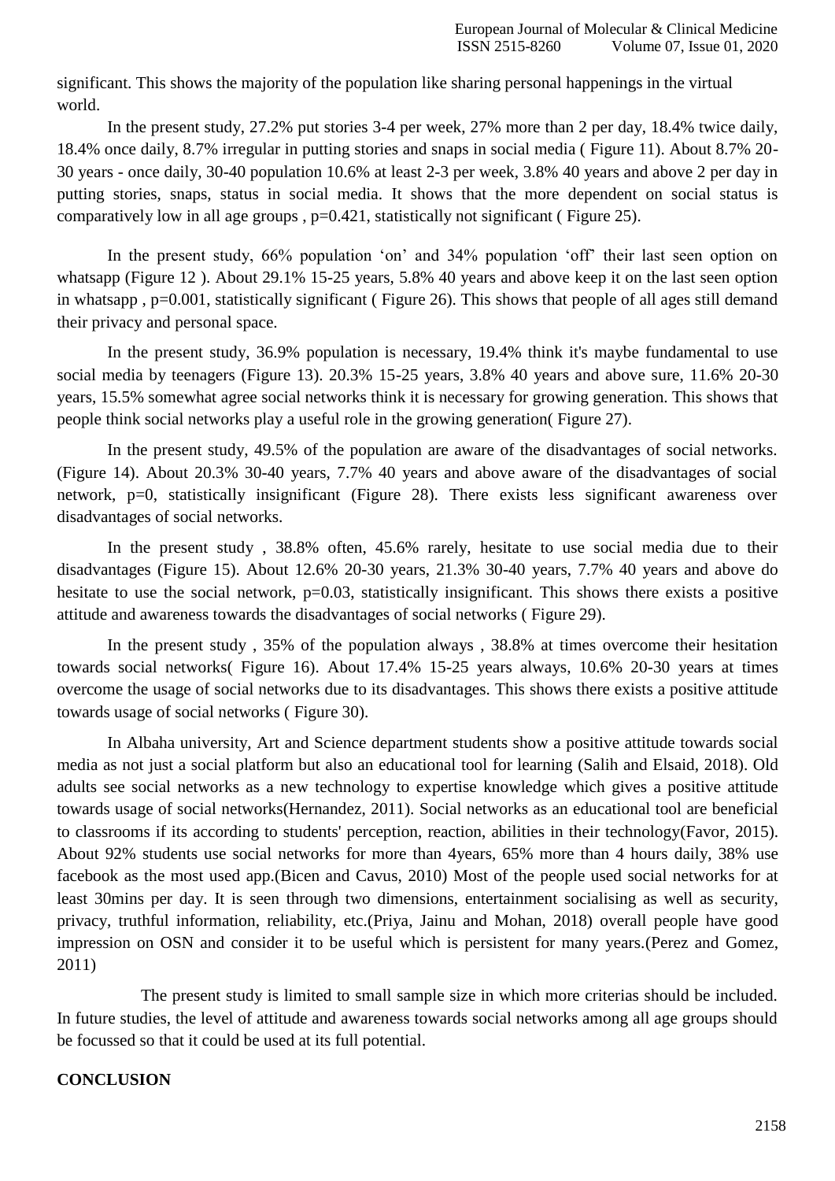significant. This shows the majority of the population like sharing personal happenings in the virtual world.

In the present study, 27.2% put stories 3-4 per week, 27% more than 2 per day, 18.4% twice daily, 18.4% once daily, 8.7% irregular in putting stories and snaps in social media ( Figure 11). About 8.7% 20-30 years - once daily, 30-40 population 10.6% at least 2-3 per week, 3.8% 40 years and above 2 per day in putting stories, snaps, status in social media. It shows that the more dependent on social status is comparatively low in all age groups , p=0.421, statistically not significant ( Figure 25).

In the present study, 66% population 'on' and 34% population 'off' their last seen option on whatsapp (Figure 12 ). About 29.1% 15-25 years, 5.8% 40 years and above keep it on the last seen option in whatsapp , p=0.001, statistically significant ( Figure 26). This shows that people of all ages still demand their privacy and personal space.

In the present study, 36.9% population is necessary, 19.4% think it's maybe fundamental to use social media by teenagers (Figure 13). 20.3% 15-25 years, 3.8% 40 years and above sure, 11.6% 20-30 years, 15.5% somewhat agree social networks think it is necessary for growing generation. This shows that people think social networks play a useful role in the growing generation( Figure 27).

In the present study, 49.5% of the population are aware of the disadvantages of social networks. (Figure 14). About 20.3% 30-40 years, 7.7% 40 years and above aware of the disadvantages of social network, p=0, statistically insignificant (Figure 28). There exists less significant awareness over disadvantages of social networks.

In the present study , 38.8% often, 45.6% rarely, hesitate to use social media due to their disadvantages (Figure 15). About 12.6% 20-30 years, 21.3% 30-40 years, 7.7% 40 years and above do hesitate to use the social network, p=0.03, statistically insignificant. This shows there exists a positive attitude and awareness towards the disadvantages of social networks ( Figure 29).

In the present study , 35% of the population always , 38.8% at times overcome their hesitation towards social networks( Figure 16). About 17.4% 15-25 years always, 10.6% 20-30 years at times overcome the usage of social networks due to its disadvantages. This shows there exists a positive attitude towards usage of social networks ( Figure 30).

In Albaha university, Art and Science department students show a positive attitude towards social media as not just a social platform but also an educational tool for learning (Salih and Elsaid, 2018). Old adults see social networks as a new technology to expertise knowledge which gives a positive attitude towards usage of social networks(Hernandez, 2011). Social networks as an educational tool are beneficial to classrooms if its according to students' perception, reaction, abilities in their technology(Favor, 2015). About 92% students use social networks for more than 4years, 65% more than 4 hours daily, 38% use facebook as the most used app.(Bicen and Cavus, 2010) Most of the people used social networks for at least 30mins per day. It is seen through two dimensions, entertainment socialising as well as security, privacy, truthful information, reliability, etc.(Priya, Jainu and Mohan, 2018) overall people have good impression on OSN and consider it to be useful which is persistent for many years.(Perez and Gomez, 2011)

The present study is limited to small sample size in which more criterias should be included. In future studies, the level of attitude and awareness towards social networks among all age groups should be focussed so that it could be used at its full potential.

## CONCLUSION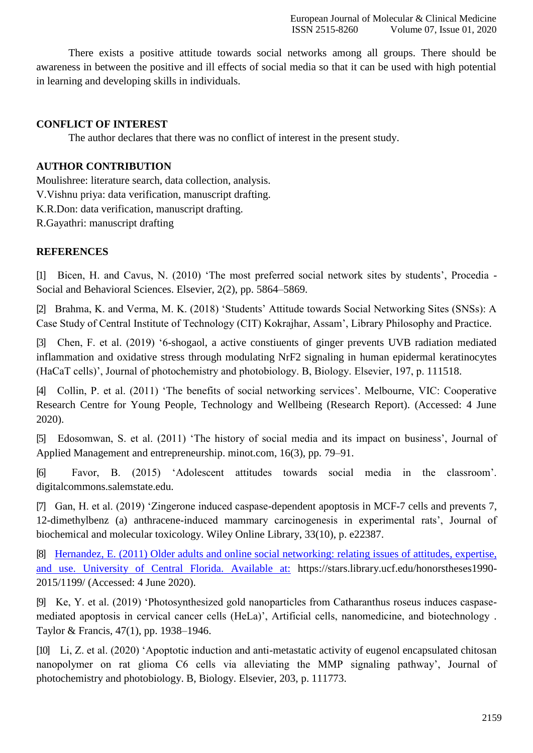There exists a positive attitude towards social networks among all groups. There should be awareness in between the positive and ill effects of social media so that it can be used with high potential in learning and developing skills in individuals.

## CONFLICT OF INTEREST

The author declares that there was no conflict of interest in the present study.

## AUTHOR CONTRIBUTION

Moulishree: literature search, data collection, analysis.
V.Vishnu priya: data verification, manuscript drafting.
K.R.Don: data verification, manuscript drafting.
R.Gayathri: manuscript drafting

## REFERENCES

[1] Bicen, H. and Cavus, N. (2010) 'The most preferred social network sites by students', Procedia - Social and Behavioral Sciences. Elsevier, 2(2), pp. 5864–5869.

[2] Brahma, K. and Verma, M. K. (2018) 'Students' Attitude towards Social Networking Sites (SNSs): A Case Study of Central Institute of Technology (CIT) Kokrajhar, Assam', Library Philosophy and Practice.

[3] Chen, F. et al. (2019) '6-shogaol, a active constiuents of ginger prevents UVB radiation mediated inflammation and oxidative stress through modulating NrF2 signaling in human epidermal keratinocytes (HaCaT cells)', Journal of photochemistry and photobiology. B, Biology. Elsevier, 197, p. 111518.

[4] Collin, P. et al. (2011) 'The benefits of social networking services'. Melbourne, VIC: Cooperative Research Centre for Young People, Technology and Wellbeing (Research Report). (Accessed: 4 June 2020).

[5] Edosomwan, S. et al. (2011) 'The history of social media and its impact on business', Journal of Applied Management and entrepreneurship. minot.com, 16(3), pp. 79–91.

[6] Favor, B. (2015) 'Adolescent attitudes towards social media in the classroom'. digitalcommons.salemstate.edu.

[7] Gan, H. et al. (2019) 'Zingerone induced caspase-dependent apoptosis in MCF-7 cells and prevents 7, 12-dimethylbenz (a) anthracene-induced mammary carcinogenesis in experimental rats', Journal of biochemical and molecular toxicology. Wiley Online Library, 33(10), p. e22387.

[8] Hernandez, E. (2011) Older adults and online social networking: relating issues of attitudes, expertise, and use. University of Central Florida. Available at: https://stars.library.ucf.edu/honorstheses1990-2015/1199/ (Accessed: 4 June 2020).

[9] Ke, Y. et al. (2019) 'Photosynthesized gold nanoparticles from Catharanthus roseus induces caspase-mediated apoptosis in cervical cancer cells (HeLa)', Artificial cells, nanomedicine, and biotechnology . Taylor & Francis, 47(1), pp. 1938–1946.

[10] Li, Z. et al. (2020) 'Apoptotic induction and anti-metastatic activity of eugenol encapsulated chitosan nanopolymer on rat glioma C6 cells via alleviating the MMP signaling pathway', Journal of photochemistry and photobiology. B, Biology. Elsevier, 203, p. 111773.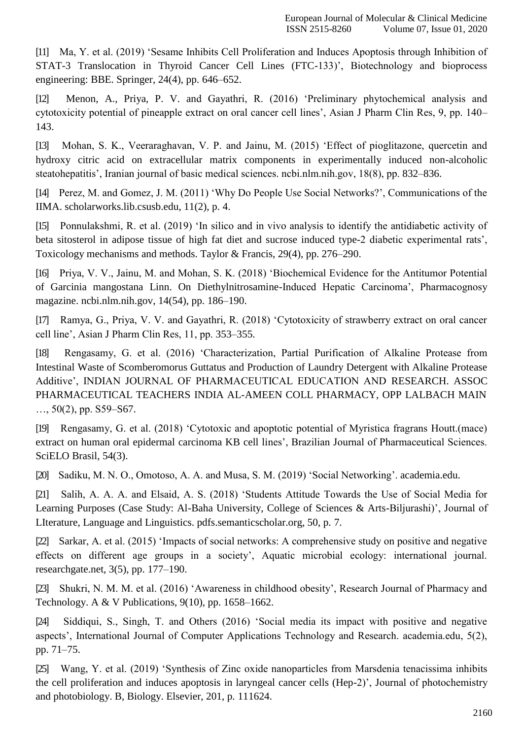[11] Ma, Y. et al. (2019) 'Sesame Inhibits Cell Proliferation and Induces Apoptosis through Inhibition of STAT-3 Translocation in Thyroid Cancer Cell Lines (FTC-133)', Biotechnology and bioprocess engineering: BBE. Springer, 24(4), pp. 646–652.

[12] Menon, A., Priya, P. V. and Gayathri, R. (2016) 'Preliminary phytochemical analysis and cytotoxicity potential of pineapple extract on oral cancer cell lines', Asian J Pharm Clin Res, 9, pp. 140–143.

[13] Mohan, S. K., Veeraraghavan, V. P. and Jainu, M. (2015) 'Effect of pioglitazone, quercetin and hydroxy citric acid on extracellular matrix components in experimentally induced non-alcoholic steatohepatitis', Iranian journal of basic medical sciences. ncbi.nlm.nih.gov, 18(8), pp. 832–836.

[14] Perez, M. and Gomez, J. M. (2011) 'Why Do People Use Social Networks?', Communications of the IIMA. scholarworks.lib.csusb.edu, 11(2), p. 4.

[15] Ponnulakshmi, R. et al. (2019) 'In silico and in vivo analysis to identify the antidiabetic activity of beta sitosterol in adipose tissue of high fat diet and sucrose induced type-2 diabetic experimental rats', Toxicology mechanisms and methods. Taylor & Francis, 29(4), pp. 276–290.

[16] Priya, V. V., Jainu, M. and Mohan, S. K. (2018) 'Biochemical Evidence for the Antitumor Potential of Garcinia mangostana Linn. On Diethylnitrosamine-Induced Hepatic Carcinoma', Pharmacognosy magazine. ncbi.nlm.nih.gov, 14(54), pp. 186–190.

[17] Ramya, G., Priya, V. V. and Gayathri, R. (2018) 'Cytotoxicity of strawberry extract on oral cancer cell line', Asian J Pharm Clin Res, 11, pp. 353–355.

[18] Rengasamy, G. et al. (2016) 'Characterization, Partial Purification of Alkaline Protease from Intestinal Waste of Scomberomorus Guttatus and Production of Laundry Detergent with Alkaline Protease Additive', INDIAN JOURNAL OF PHARMACEUTICAL EDUCATION AND RESEARCH. ASSOC PHARMACEUTICAL TEACHERS INDIA AL-AMEEN COLL PHARMACY, OPP LALBACH MAIN …, 50(2), pp. S59–S67.

[19] Rengasamy, G. et al. (2018) 'Cytotoxic and apoptotic potential of Myristica fragrans Houtt.(mace) extract on human oral epidermal carcinoma KB cell lines', Brazilian Journal of Pharmaceutical Sciences. SciELO Brasil, 54(3).

[20] Sadiku, M. N. O., Omotoso, A. A. and Musa, S. M. (2019) 'Social Networking'. academia.edu.

[21] Salih, A. A. A. and Elsaid, A. S. (2018) 'Students Attitude Towards the Use of Social Media for Learning Purposes (Case Study: Al-Baha University, College of Sciences & Arts-Biljurashi)', Journal of LIterature, Language and Linguistics. pdfs.semanticscholar.org, 50, p. 7.

[22] Sarkar, A. et al. (2015) 'Impacts of social networks: A comprehensive study on positive and negative effects on different age groups in a society', Aquatic microbial ecology: international journal. researchgate.net, 3(5), pp. 177–190.

[23] Shukri, N. M. M. et al. (2016) 'Awareness in childhood obesity', Research Journal of Pharmacy and Technology. A & V Publications, 9(10), pp. 1658–1662.

[24] Siddiqui, S., Singh, T. and Others (2016) 'Social media its impact with positive and negative aspects', International Journal of Computer Applications Technology and Research. academia.edu, 5(2), pp. 71–75.

[25] Wang, Y. et al. (2019) 'Synthesis of Zinc oxide nanoparticles from Marsdenia tenacissima inhibits the cell proliferation and induces apoptosis in laryngeal cancer cells (Hep-2)', Journal of photochemistry and photobiology. B, Biology. Elsevier, 201, p. 111624.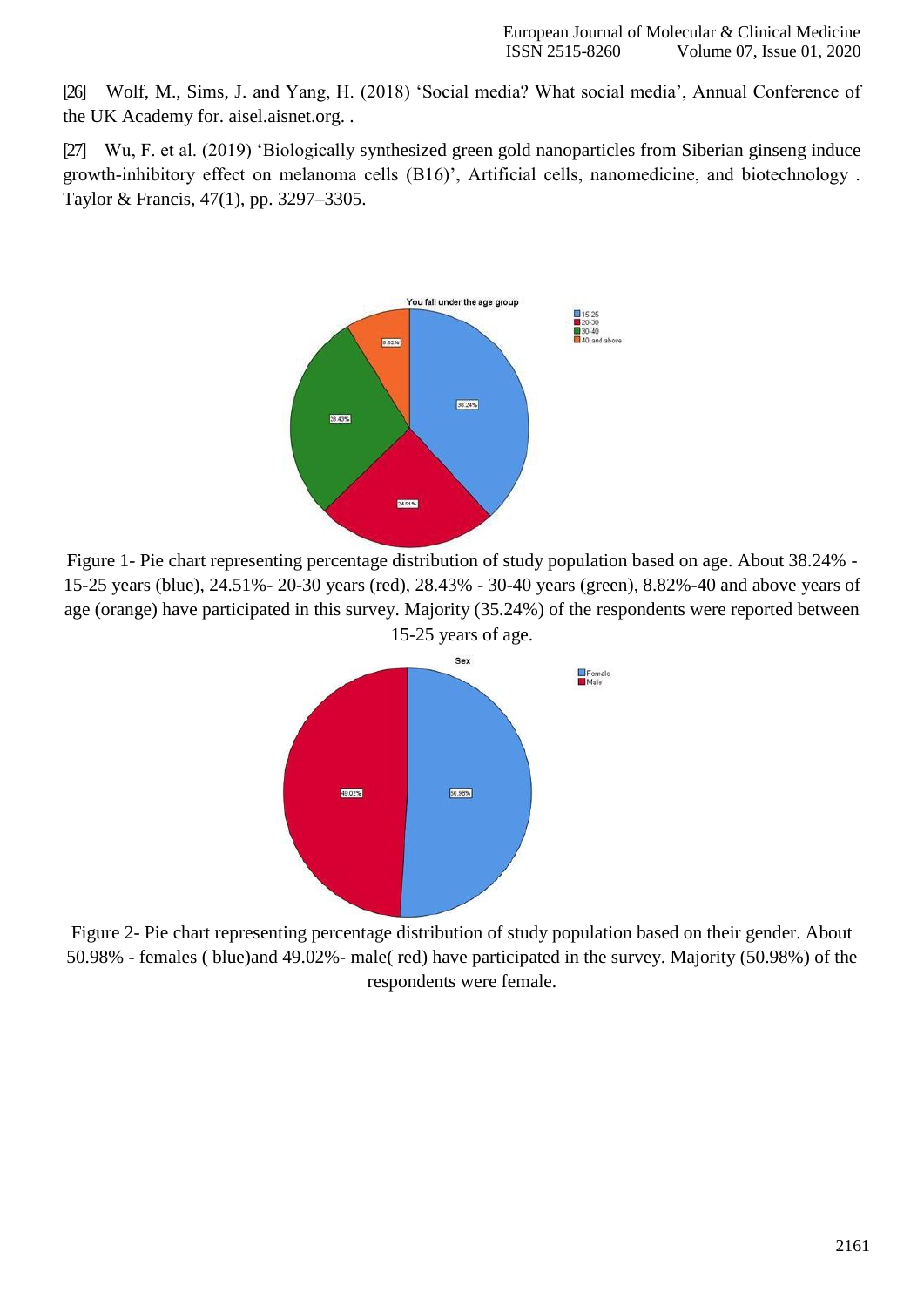[26] Wolf, M., Sims, J. and Yang, H. (2018) 'Social media? What social media', Annual Conference of the UK Academy for. aisel.aisnet.org. .

[27] Wu, F. et al. (2019) 'Biologically synthesized green gold nanoparticles from Siberian ginseng induce growth-inhibitory effect on melanoma cells (B16)', Artificial cells, nanomedicine, and biotechnology . Taylor & Francis, 47(1), pp. 3297–3305.

Figure 1- Pie chart representing percentage distribution of study population based on age. About 38.24% - 15-25 years (blue), 24.51%- 20-30 years (red), 28.43% - 30-40 years (green), 8.82%-40 and above years of age (orange) have participated in this survey. Majority (35.24%) of the respondents were reported between 15-25 years of age.

Figure 2- Pie chart representing percentage distribution of study population based on their gender. About 50.98% - females ( blue)and 49.02%- male( red) have participated in the survey. Majority (50.98%) of the respondents were female.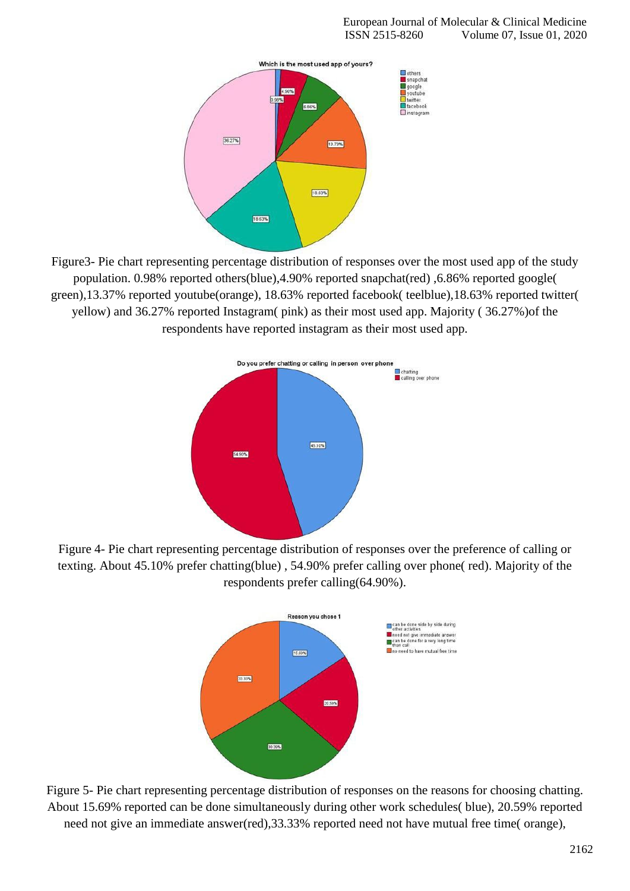Figure3- Pie chart representing percentage distribution of responses over the most used app of the study population. 0.98% reported others(blue),4.90% reported snapchat(red) ,6.86% reported google( green),13.37% reported youtube(orange), 18.63% reported facebook( teelblue),18.63% reported twitter( yellow) and 36.27% reported Instagram( pink) as their most used app. Majority ( 36.27%)of the respondents have reported instagram as their most used app.

Figure 4- Pie chart representing percentage distribution of responses over the preference of calling or texting. About 45.10% prefer chatting(blue) , 54.90% prefer calling over phone( red). Majority of the respondents prefer calling(64.90%).

Figure 5- Pie chart representing percentage distribution of responses on the reasons for choosing chatting. About 15.69% reported can be done simultaneously during other work schedules( blue), 20.59% reported need not give an immediate answer(red),33.33% reported need not have mutual free time( orange),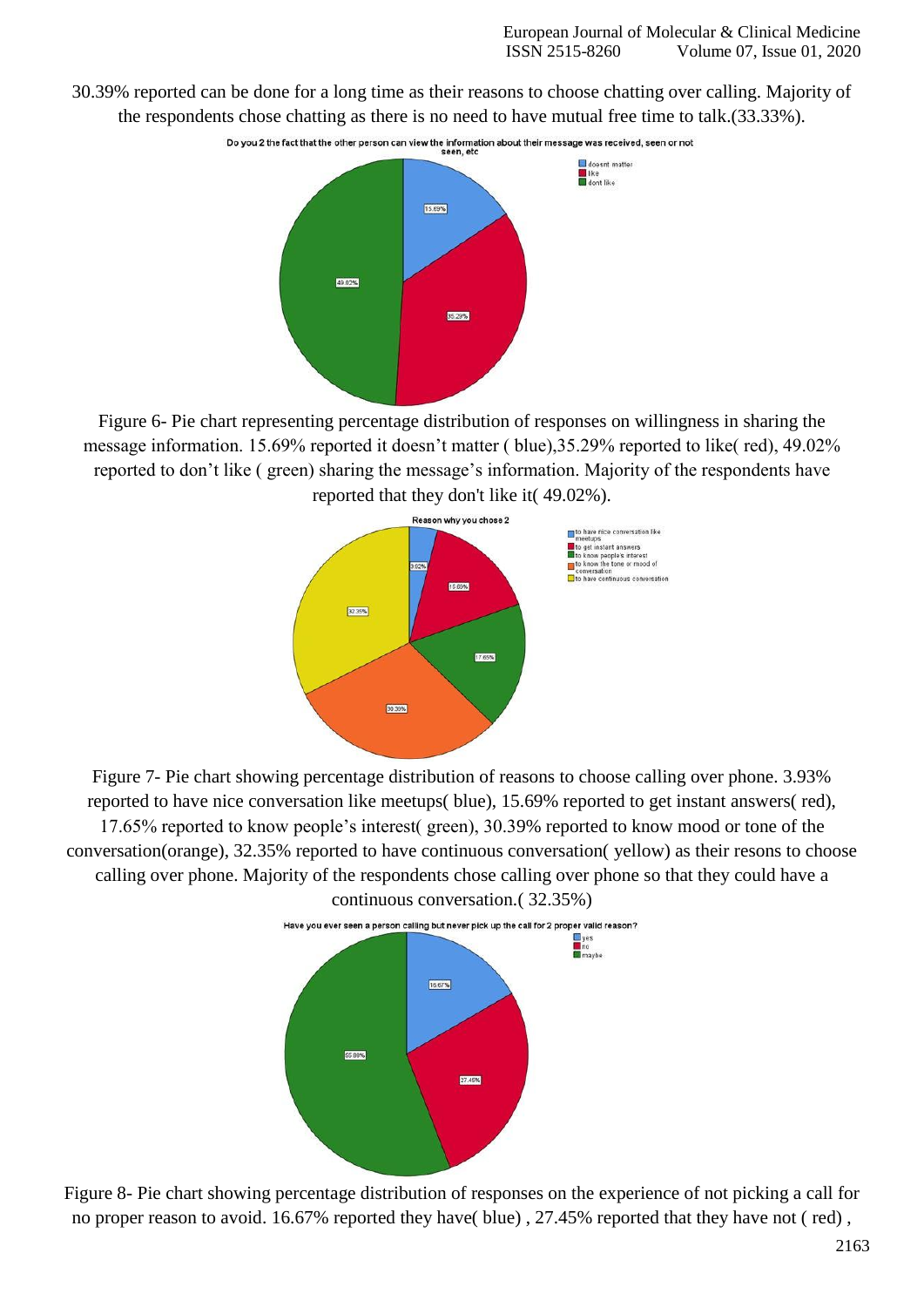30.39% reported can be done for a long time as their reasons to choose chatting over calling. Majority of the respondents chose chatting as there is no need to have mutual free time to talk.(33.33%).

Figure 6- Pie chart representing percentage distribution of responses on willingness in sharing the message information. 15.69% reported it doesn't matter ( blue),35.29% reported to like( red), 49.02% reported to don't like ( green) sharing the message's information. Majority of the respondents have reported that they don't like it( 49.02%).

Figure 7- Pie chart showing percentage distribution of reasons to choose calling over phone. 3.93% reported to have nice conversation like meetups( blue), 15.69% reported to get instant answers( red), 17.65% reported to know people's interest( green), 30.39% reported to know mood or tone of the conversation(orange), 32.35% reported to have continuous conversation( yellow) as their resons to choose calling over phone. Majority of the respondents chose calling over phone so that they could have a continuous conversation.( 32.35%)

Figure 8- Pie chart showing percentage distribution of responses on the experience of not picking a call for no proper reason to avoid. 16.67% reported they have( blue) , 27.45% reported that they have not ( red) ,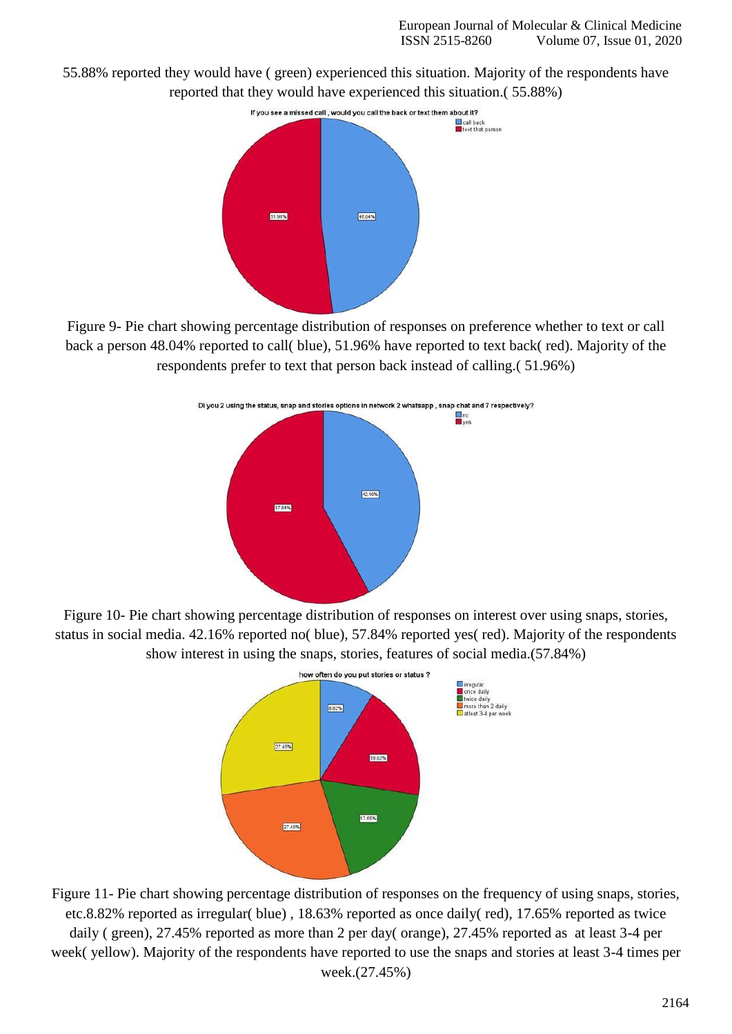55.88% reported they would have ( green) experienced this situation. Majority of the respondents have reported that they would have experienced this situation.( 55.88%)

Figure 9- Pie chart showing percentage distribution of responses on preference whether to text or call back a person 48.04% reported to call( blue), 51.96% have reported to text back( red). Majority of the respondents prefer to text that person back instead of calling.( 51.96%)

Figure 10- Pie chart showing percentage distribution of responses on interest over using snaps, stories, status in social media. 42.16% reported no( blue), 57.84% reported yes( red). Majority of the respondents show interest in using the snaps, stories, features of social media.(57.84%)

Figure 11- Pie chart showing percentage distribution of responses on the frequency of using snaps, stories, etc.8.82% reported as irregular( blue) , 18.63% reported as once daily( red), 17.65% reported as twice daily ( green), 27.45% reported as more than 2 per day( orange), 27.45% reported as at least 3-4 per week( yellow). Majority of the respondents have reported to use the snaps and stories at least 3-4 times per week.(27.45%)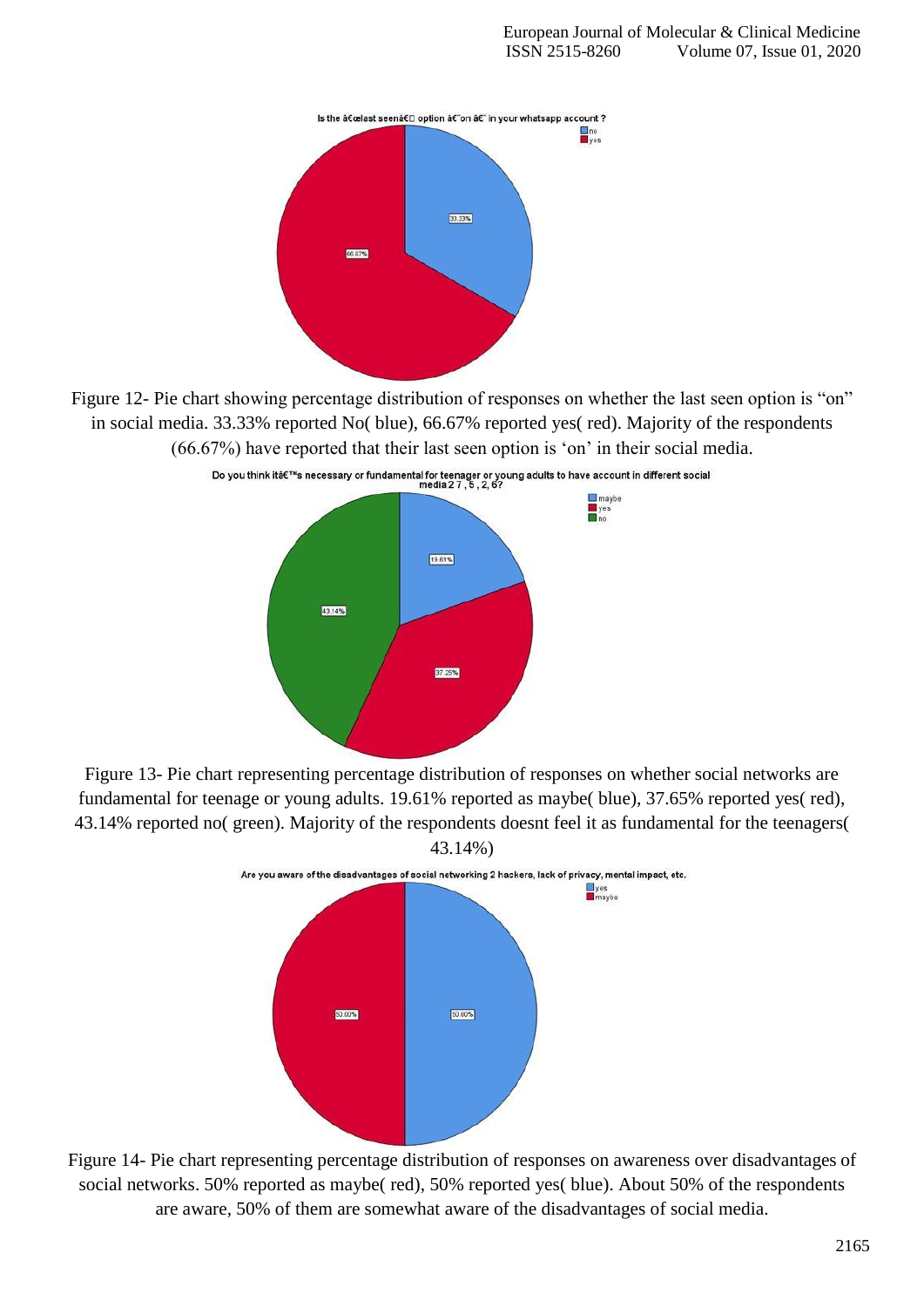Figure 12- Pie chart showing percentage distribution of responses on whether the last seen option is "on" in social media. 33.33% reported No( blue), 66.67% reported yes( red). Majority of the respondents (66.67%) have reported that their last seen option is 'on' in their social media.

Figure 13- Pie chart representing percentage distribution of responses on whether social networks are fundamental for teenage or young adults. 19.61% reported as maybe( blue), 37.65% reported yes( red), 43.14% reported no( green). Majority of the respondents doesnt feel it as fundamental for the teenagers( 43.14%)

Figure 14- Pie chart representing percentage distribution of responses on awareness over disadvantages of social networks. 50% reported as maybe( red), 50% reported yes( blue). About 50% of the respondents are aware, 50% of them are somewhat aware of the disadvantages of social media.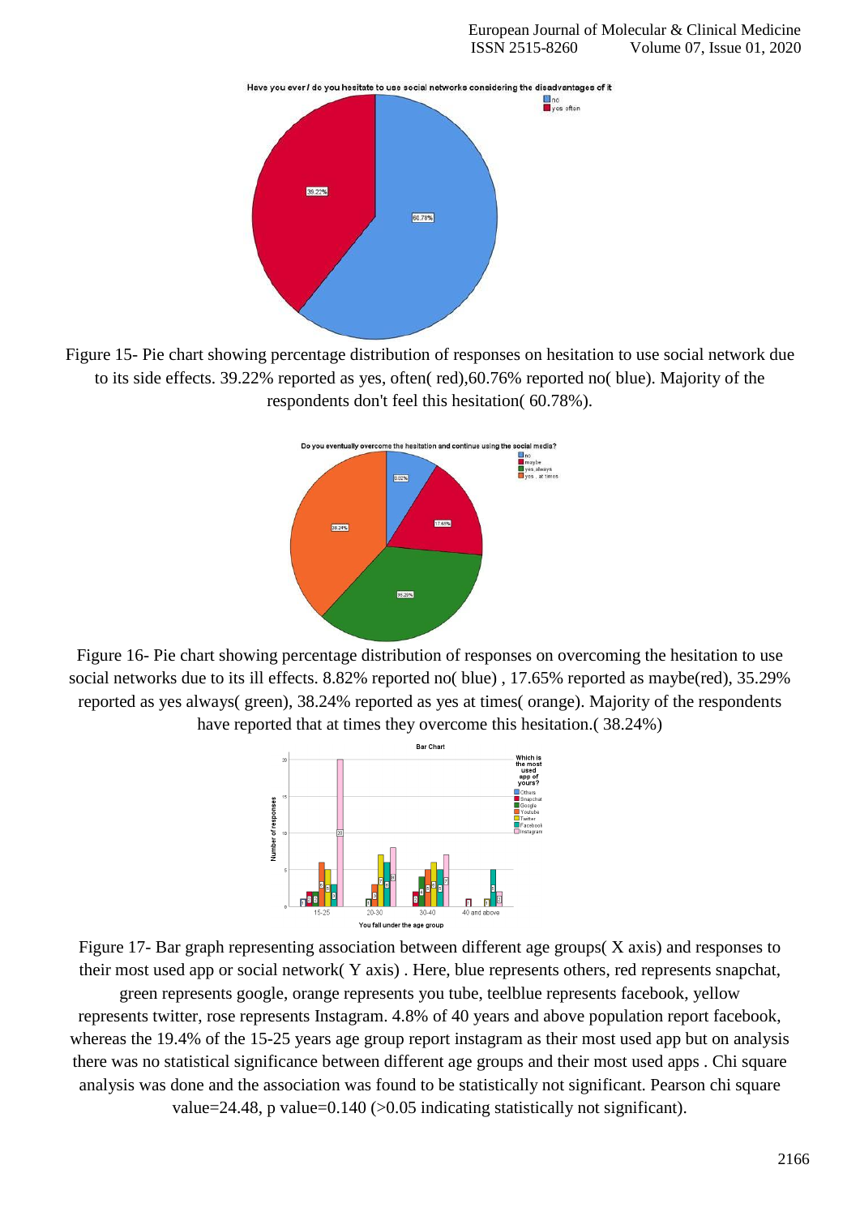Figure 15- Pie chart showing percentage distribution of responses on hesitation to use social network due to its side effects. 39.22% reported as yes, often( red),60.76% reported no( blue). Majority of the respondents don't feel this hesitation( 60.78%).

Figure 16- Pie chart showing percentage distribution of responses on overcoming the hesitation to use social networks due to its ill effects. 8.82% reported no( blue) , 17.65% reported as maybe(red), 35.29% reported as yes always( green), 38.24% reported as yes at times( orange). Majority of the respondents have reported that at times they overcome this hesitation.( 38.24%)

Figure 17- Bar graph representing association between different age groups( X axis) and responses to their most used app or social network( Y axis) . Here, blue represents others, red represents snapchat, green represents google, orange represents you tube, teelblue represents facebook, yellow represents twitter, rose represents Instagram. 4.8% of 40 years and above population report facebook, whereas the 19.4% of the 15-25 years age group report instagram as their most used app but on analysis there was no statistical significance between different age groups and their most used apps . Chi square analysis was done and the association was found to be statistically not significant. Pearson chi square value=24.48, p value=0.140 (>0.05 indicating statistically not significant).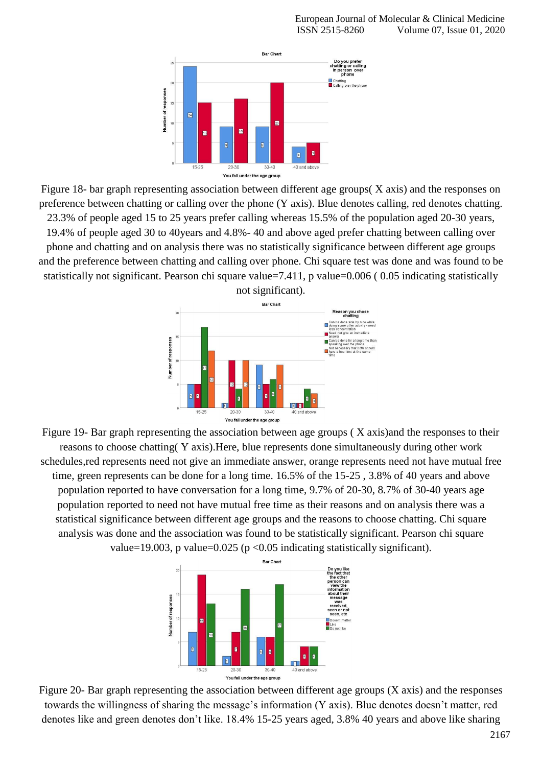Figure 18- bar graph representing association between different age groups( X axis) and the responses on preference between chatting or calling over the phone (Y axis). Blue denotes calling, red denotes chatting. 23.3% of people aged 15 to 25 years prefer calling whereas 15.5% of the population aged 20-30 years, 19.4% of people aged 30 to 40years and 4.8%- 40 and above aged prefer chatting between calling over phone and chatting and on analysis there was no statistically significance between different age groups and the preference between chatting and calling over phone. Chi square test was done and was found to be statistically not significant. Pearson chi square value=7.411, p value=0.006 ( 0.05 indicating statistically not significant).

Figure 19- Bar graph representing the association between age groups ( X axis)and the responses to their reasons to choose chatting( Y axis).Here, blue represents done simultaneously during other work schedules,red represents need not give an immediate answer, orange represents need not have mutual free time, green represents can be done for a long time. 16.5% of the 15-25 , 3.8% of 40 years and above population reported to have conversation for a long time, 9.7% of 20-30, 8.7% of 30-40 years age population reported to need not have mutual free time as their reasons and on analysis there was a statistical significance between different age groups and the reasons to choose chatting. Chi square analysis was done and the association was found to be statistically significant. Pearson chi square value=19.003, p value=0.025 ($p < 0.05$ indicating statistically significant).

Figure 20- Bar graph representing the association between different age groups (X axis) and the responses towards the willingness of sharing the message's information (Y axis). Blue denotes doesn't matter, red denotes like and green denotes don't like. 18.4% 15-25 years aged, 3.8% 40 years and above like sharing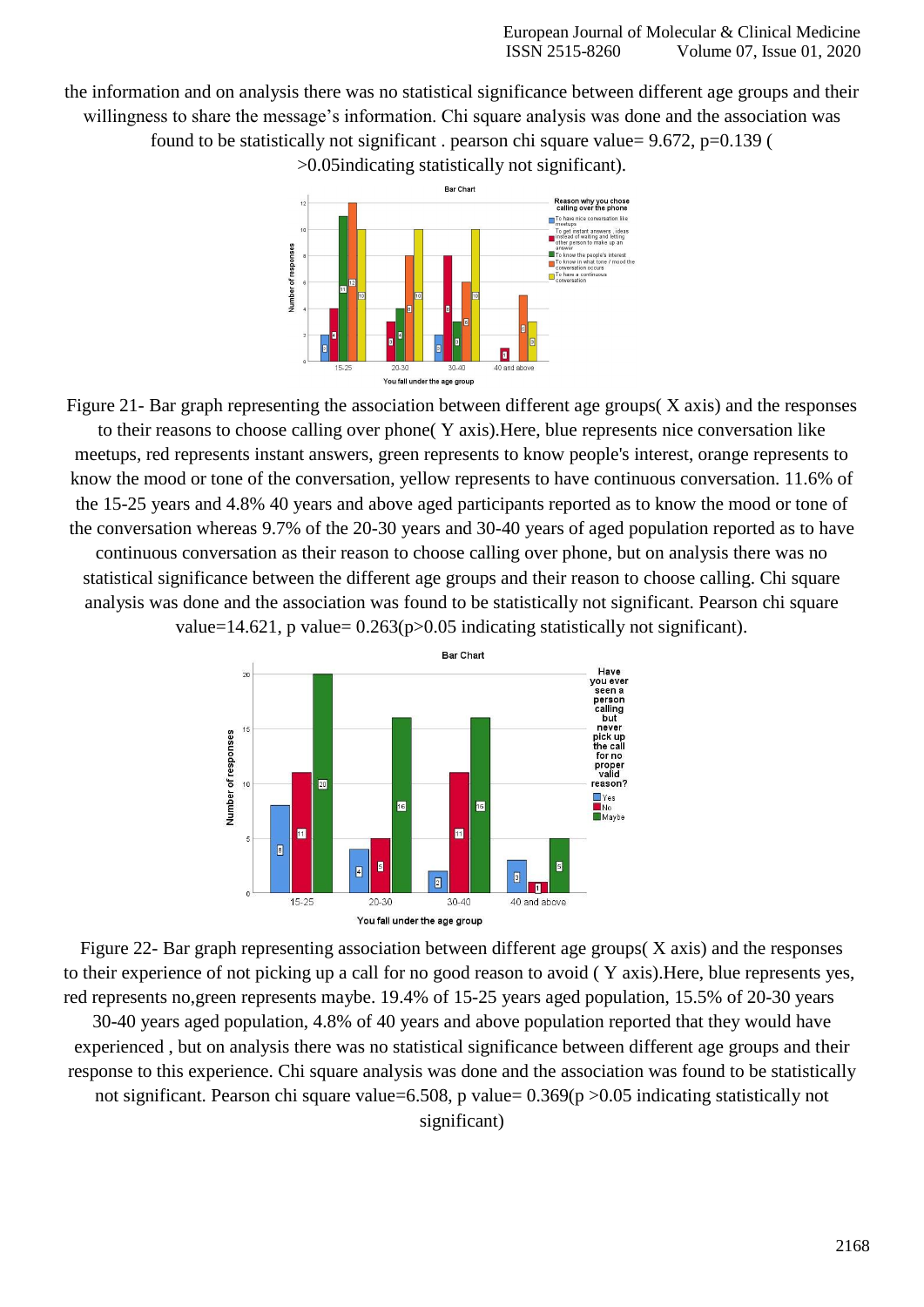the information and on analysis there was no statistical significance between different age groups and their willingness to share the message's information. Chi square analysis was done and the association was found to be statistically not significant . pearson chi square value= 9.672, p=0.139 ( >0.05indicating statistically not significant).

Figure 21- Bar graph representing the association between different age groups( X axis) and the responses to their reasons to choose calling over phone( Y axis).Here, blue represents nice conversation like meetups, red represents instant answers, green represents to know people's interest, orange represents to know the mood or tone of the conversation, yellow represents to have continuous conversation. 11.6% of the 15-25 years and 4.8% 40 years and above aged participants reported as to know the mood or tone of the conversation whereas 9.7% of the 20-30 years and 30-40 years of aged population reported as to have continuous conversation as their reason to choose calling over phone, but on analysis there was no statistical significance between the different age groups and their reason to choose calling. Chi square analysis was done and the association was found to be statistically not significant. Pearson chi square value=14.621, p value= 0.263(p>0.05 indicating statistically not significant).

Figure 22- Bar graph representing association between different age groups( X axis) and the responses to their experience of not picking up a call for no good reason to avoid ( Y axis).Here, blue represents yes, red represents no,green represents maybe. 19.4% of 15-25 years aged population, 15.5% of 20-30 years 30-40 years aged population, 4.8% of 40 years and above population reported that they would have experienced , but on analysis there was no statistical significance between different age groups and their response to this experience. Chi square analysis was done and the association was found to be statistically not significant. Pearson chi square value=6.508, p value= 0.369(p >0.05 indicating statistically not significant)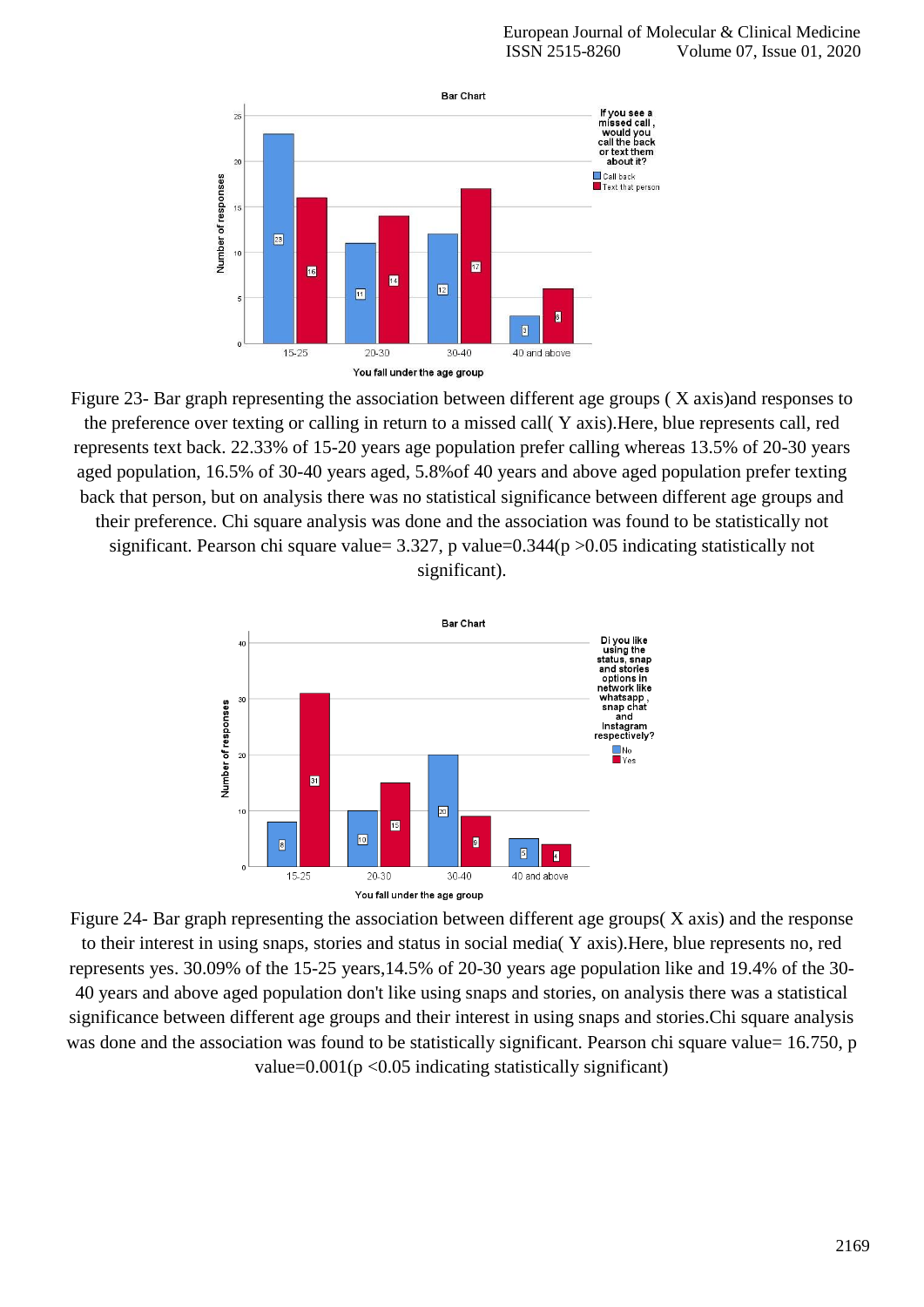Figure 23- Bar graph representing the association between different age groups ( X axis)and responses to the preference over texting or calling in return to a missed call( Y axis).Here, blue represents call, red represents text back. 22.33% of 15-20 years age population prefer calling whereas 13.5% of 20-30 years aged population, 16.5% of 30-40 years aged, 5.8%of 40 years and above aged population prefer texting back that person, but on analysis there was no statistical significance between different age groups and their preference. Chi square analysis was done and the association was found to be statistically not significant. Pearson chi square value= 3.327, p value=0.344($p > 0.05$ indicating statistically not significant).

Figure 24- Bar graph representing the association between different age groups( X axis) and the response to their interest in using snaps, stories and status in social media( Y axis).Here, blue represents no, red represents yes. 30.09% of the 15-25 years,14.5% of 20-30 years age population like and 19.4% of the 30-40 years and above aged population don't like using snaps and stories, on analysis there was a statistical significance between different age groups and their interest in using snaps and stories.Chi square analysis was done and the association was found to be statistically significant. Pearson chi square value= 16.750, p value=0.001($p < 0.05$ indicating statistically significant)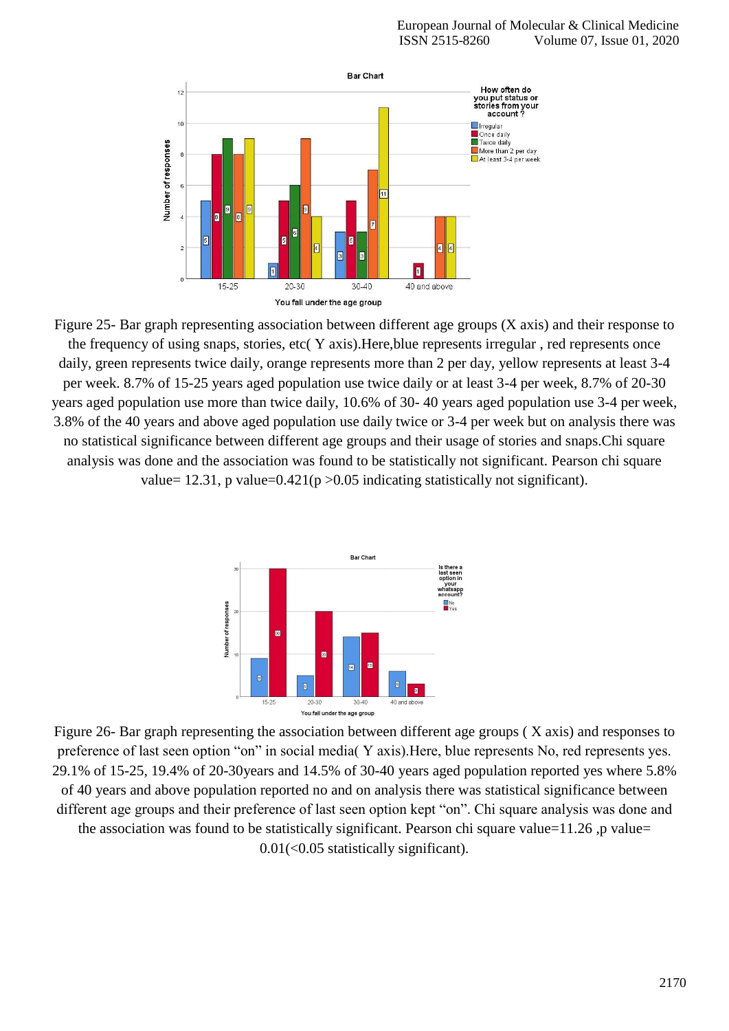Figure 25- Bar graph representing association between different age groups (X axis) and their response to the frequency of using snaps, stories, etc( Y axis).Here,blue represents irregular , red represents once daily, green represents twice daily, orange represents more than 2 per day, yellow represents at least 3-4 per week. 8.7% of 15-25 years aged population use twice daily or at least 3-4 per week, 8.7% of 20-30 years aged population use more than twice daily, 10.6% of 30- 40 years aged population use 3-4 per week, 3.8% of the 40 years and above aged population use daily twice or 3-4 per week but on analysis there was no statistical significance between different age groups and their usage of stories and snaps.Chi square analysis was done and the association was found to be statistically not significant. Pearson chi square value= 12.31, p value=0.421(p >0.05 indicating statistically not significant).

Figure 26- Bar graph representing the association between different age groups ( X axis) and responses to preference of last seen option "on" in social media( Y axis).Here, blue represents No, red represents yes. 29.1% of 15-25, 19.4% of 20-30years and 14.5% of 30-40 years aged population reported yes where 5.8% of 40 years and above population reported no and on analysis there was statistical significance between different age groups and their preference of last seen option kept "on". Chi square analysis was done and the association was found to be statistically significant. Pearson chi square value=11.26 ,p value= 0.01(<0.05 statistically significant).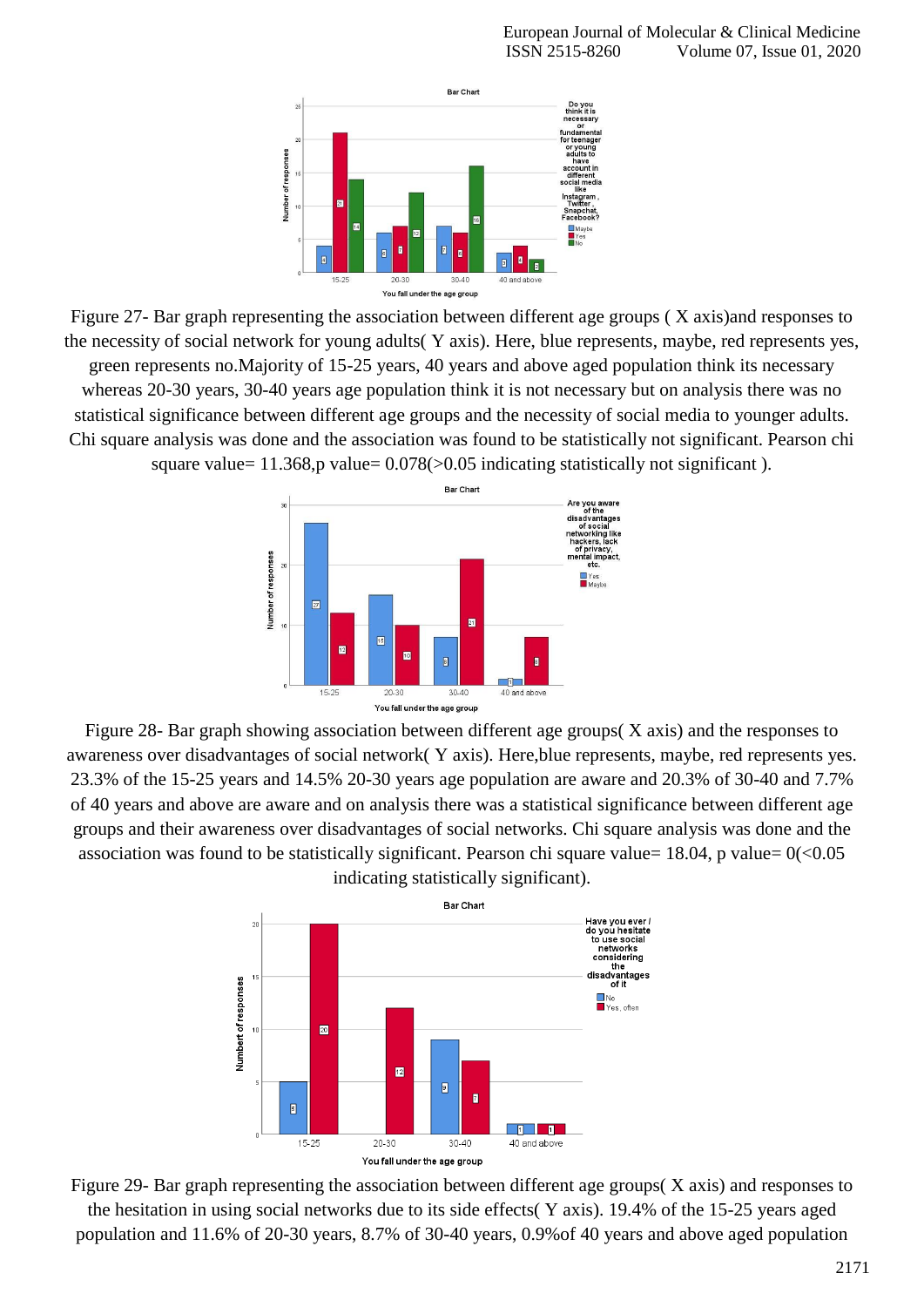Figure 27- Bar graph representing the association between different age groups ( X axis)and responses to the necessity of social network for young adults( Y axis). Here, blue represents, maybe, red represents yes, green represents no.Majority of 15-25 years, 40 years and above aged population think its necessary whereas 20-30 years, 30-40 years age population think it is not necessary but on analysis there was no statistical significance between different age groups and the necessity of social media to younger adults. Chi square analysis was done and the association was found to be statistically not significant. Pearson chi square value= 11.368,p value= 0.078(>0.05 indicating statistically not significant ).

Figure 28- Bar graph showing association between different age groups( X axis) and the responses to awareness over disadvantages of social network( Y axis). Here,blue represents, maybe, red represents yes. 23.3% of the 15-25 years and 14.5% 20-30 years age population are aware and 20.3% of 30-40 and 7.7% of 40 years and above are aware and on analysis there was a statistical significance between different age groups and their awareness over disadvantages of social networks. Chi square analysis was done and the association was found to be statistically significant. Pearson chi square value= 18.04, p value= 0(<0.05 indicating statistically significant).

Figure 29- Bar graph representing the association between different age groups( X axis) and responses to the hesitation in using social networks due to its side effects( Y axis). 19.4% of the 15-25 years aged population and 11.6% of 20-30 years, 8.7% of 30-40 years, 0.9%of 40 years and above aged population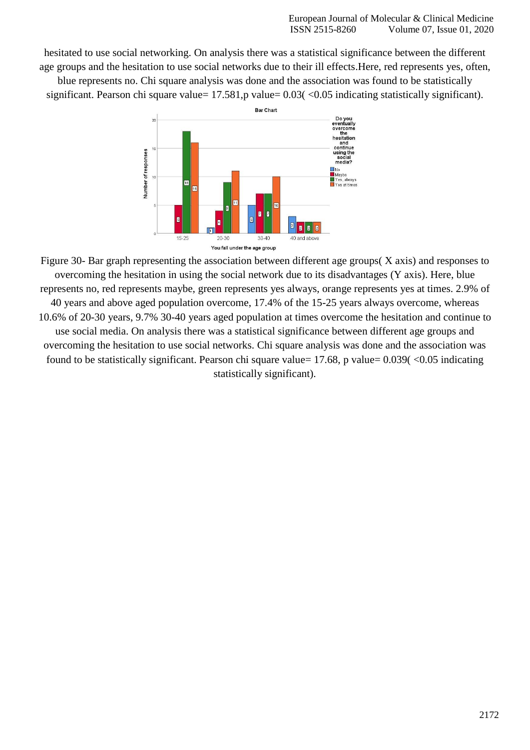hesitated to use social networking. On analysis there was a statistical significance between the different age groups and the hesitation to use social networks due to their ill effects.Here, red represents yes, often, blue represents no. Chi square analysis was done and the association was found to be statistically significant. Pearson chi square value= 17.581,p value= 0.03( <0.05 indicating statistically significant).

Bar Chart

Do you eventually overcome the hesitation and continue using the social media?

No
Maybe
Yes, always
Yes at times

Number of responses

0
5
10
15
20

5
18
16
1
4
9
11
5
7
7
10
3
2
2
2

15-25
20-30
30-40
40 and above

You fall under the age group

Figure 30- Bar graph representing the association between different age groups( X axis) and responses to overcoming the hesitation in using the social network due to its disadvantages (Y axis). Here, blue represents no, red represents maybe, green represents yes always, orange represents yes at times. 2.9% of 40 years and above aged population overcome, 17.4% of the 15-25 years always overcome, whereas 10.6% of 20-30 years, 9.7% 30-40 years aged population at times overcome the hesitation and continue to use social media. On analysis there was a statistical significance between different age groups and overcoming the hesitation to use social networks. Chi square analysis was done and the association was found to be statistically significant. Pearson chi square value= 17.68, p value= 0.039( <0.05 indicating statistically significant).